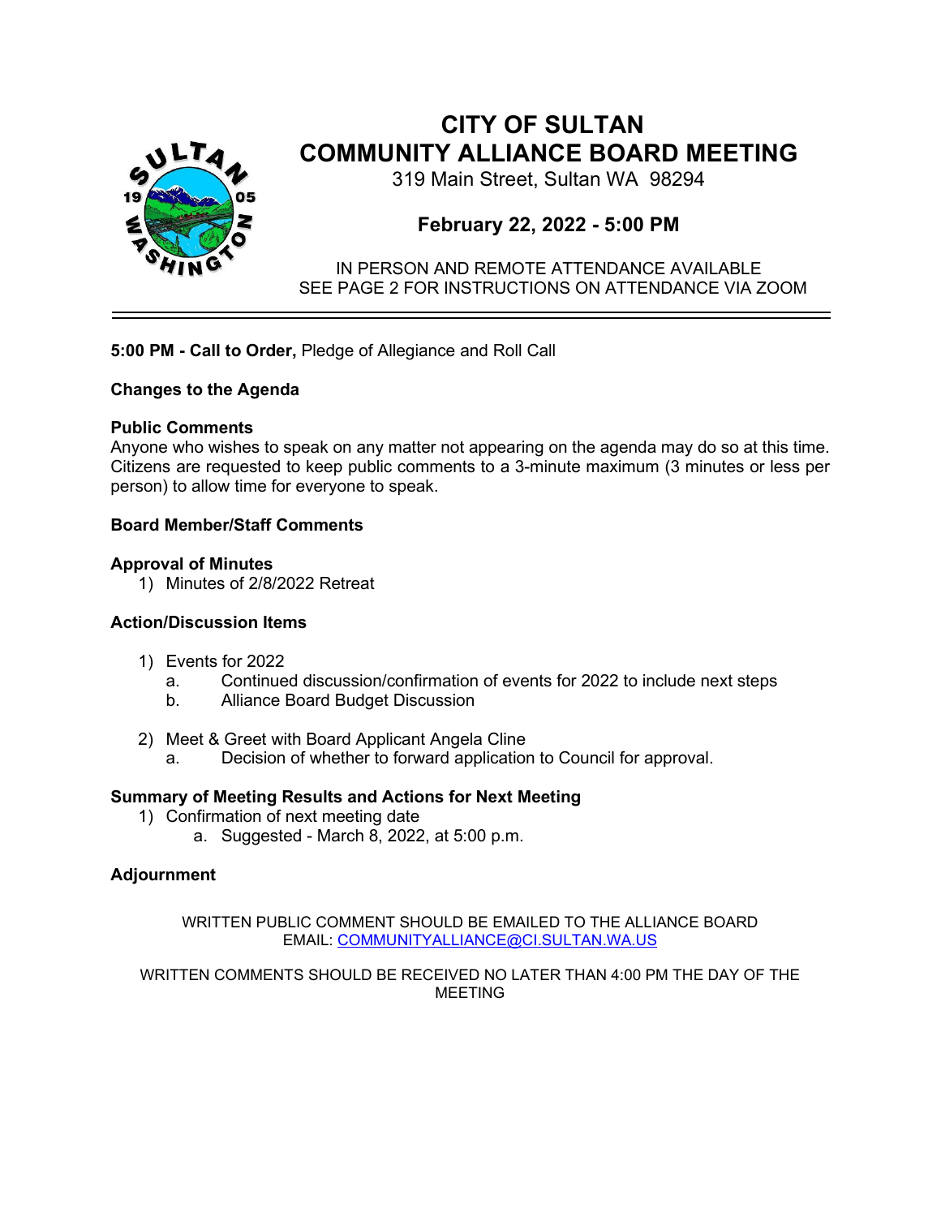# CITY OF SULTAN
# COMMUNITY ALLIANCE BOARD MEETING

319 Main Street, Sultan WA 98294

## February 22, 2022 - 5:00 PM

IN PERSON AND REMOTE ATTENDANCE AVAILABLE
SEE PAGE 2 FOR INSTRUCTIONS ON ATTENDANCE VIA ZOOM

---

**5:00 PM - Call to Order,** Pledge of Allegiance and Roll Call

**Changes to the Agenda**

**Public Comments**
Anyone who wishes to speak on any matter not appearing on the agenda may do so at this time. Citizens are requested to keep public comments to a 3-minute maximum (3 minutes or less per person) to allow time for everyone to speak.

**Board Member/Staff Comments**

**Approval of Minutes**

1) Minutes of 2/8/2022 Retreat

**Action/Discussion Items**

1) Events for 2022
   a. Continued discussion/confirmation of events for 2022 to include next steps
   b. Alliance Board Budget Discussion

2) Meet & Greet with Board Applicant Angela Cline
   a. Decision of whether to forward application to Council for approval.

**Summary of Meeting Results and Actions for Next Meeting**

1) Confirmation of next meeting date
   a. Suggested - March 8, 2022, at 5:00 p.m.

**Adjournment**

WRITTEN PUBLIC COMMENT SHOULD BE EMAILED TO THE ALLIANCE BOARD EMAIL: COMMUNITYALLIANCE@CI.SULTAN.WA.US

WRITTEN COMMENTS SHOULD BE RECEIVED NO LATER THAN 4:00 PM THE DAY OF THE MEETING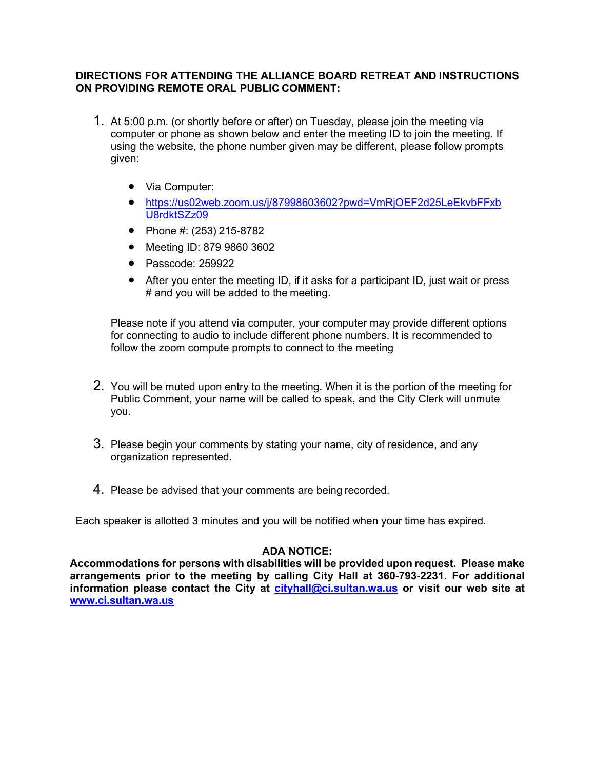**DIRECTIONS FOR ATTENDING THE ALLIANCE BOARD RETREAT AND INSTRUCTIONS ON PROVIDING REMOTE ORAL PUBLIC COMMENT:**

1. At 5:00 p.m. (or shortly before or after) on Tuesday, please join the meeting via computer or phone as shown below and enter the meeting ID to join the meeting. If using the website, the phone number given may be different, please follow prompts given:

   - Via Computer:
   - https://us02web.zoom.us/j/87998603602?pwd=VmRjOEF2d25LeEkvbFFxbU8rdktSZz09
   - Phone #: (253) 215-8782
   - Meeting ID: 879 9860 3602
   - Passcode: 259922
   - After you enter the meeting ID, if it asks for a participant ID, just wait or press # and you will be added to the meeting.

   Please note if you attend via computer, your computer may provide different options for connecting to audio to include different phone numbers. It is recommended to follow the zoom compute prompts to connect to the meeting

2. You will be muted upon entry to the meeting. When it is the portion of the meeting for Public Comment, your name will be called to speak, and the City Clerk will unmute you.

3. Please begin your comments by stating your name, city of residence, and any organization represented.

4. Please be advised that your comments are being recorded.

Each speaker is allotted 3 minutes and you will be notified when your time has expired.

**ADA NOTICE:**

**Accommodations for persons with disabilities will be provided upon request. Please make arrangements prior to the meeting by calling City Hall at 360-793-2231. For additional information please contact the City at cityhall@ci.sultan.wa.us or visit our web site at www.ci.sultan.wa.us**